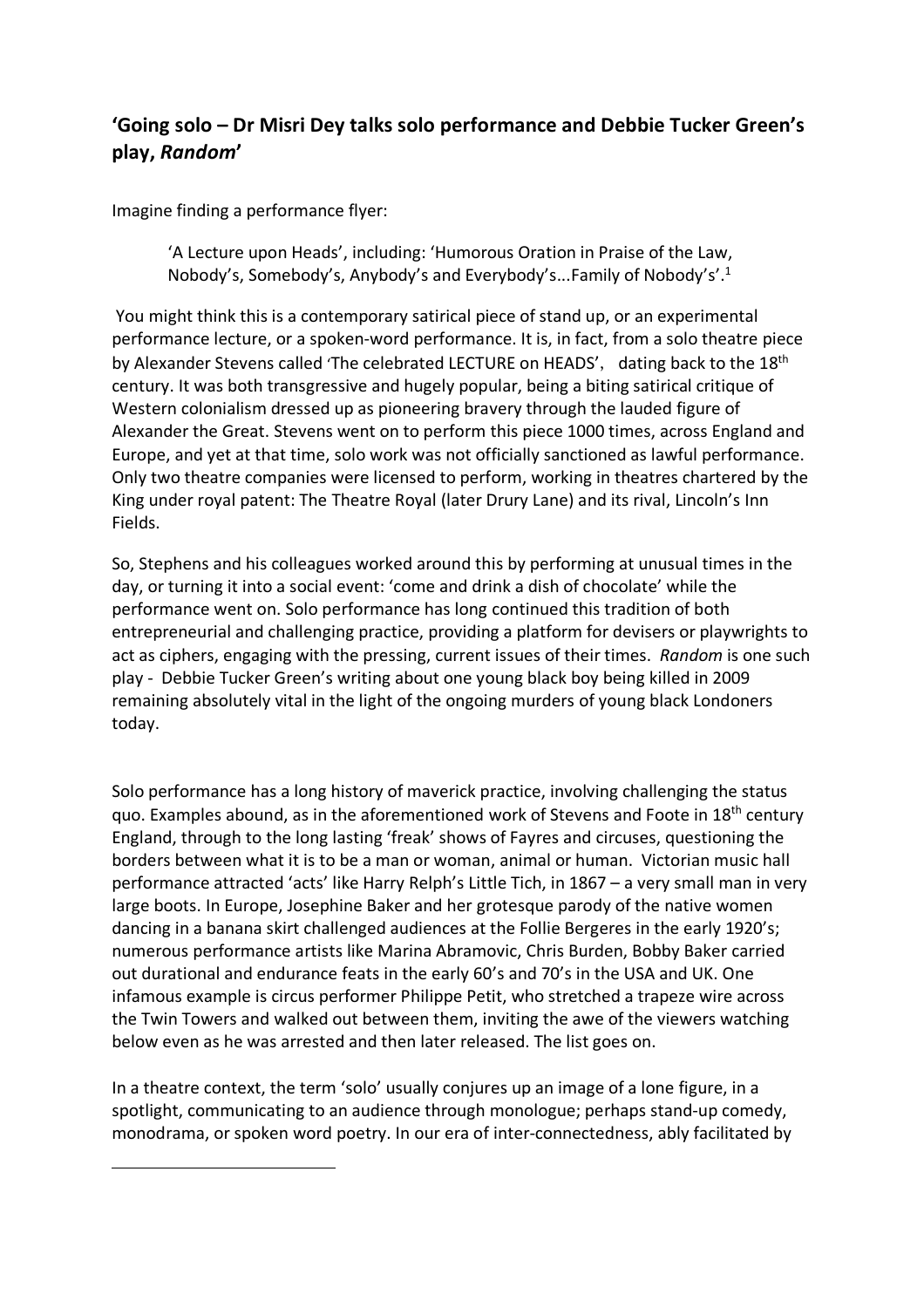## 'Going solo – Dr Misri Dey talks solo performance and Debbie Tucker Green's play, *Random*'

Imagine finding a performance flyer:

> 'A Lecture upon Heads', including: 'Humorous Oration in Praise of the Law, Nobody's, Somebody's, Anybody's and Everybody's...Family of Nobody's'.[1]

You might think this is a contemporary satirical piece of stand up, or an experimental performance lecture, or a spoken-word performance. It is, in fact, from a solo theatre piece by Alexander Stevens called 'The celebrated LECTURE on HEADS', dating back to the 18th century. It was both transgressive and hugely popular, being a biting satirical critique of Western colonialism dressed up as pioneering bravery through the lauded figure of Alexander the Great. Stevens went on to perform this piece 1000 times, across England and Europe, and yet at that time, solo work was not officially sanctioned as lawful performance. Only two theatre companies were licensed to perform, working in theatres chartered by the King under royal patent: The Theatre Royal (later Drury Lane) and its rival, Lincoln's Inn Fields.

So, Stephens and his colleagues worked around this by performing at unusual times in the day, or turning it into a social event: 'come and drink a dish of chocolate' while the performance went on. Solo performance has long continued this tradition of both entrepreneurial and challenging practice, providing a platform for devisers or playwrights to act as ciphers, engaging with the pressing, current issues of their times. *Random* is one such play - Debbie Tucker Green's writing about one young black boy being killed in 2009 remaining absolutely vital in the light of the ongoing murders of young black Londoners today.

Solo performance has a long history of maverick practice, involving challenging the status quo. Examples abound, as in the aforementioned work of Stevens and Foote in 18th century England, through to the long lasting 'freak' shows of Fayres and circuses, questioning the borders between what it is to be a man or woman, animal or human. Victorian music hall performance attracted 'acts' like Harry Relph's Little Tich, in 1867 – a very small man in very large boots. In Europe, Josephine Baker and her grotesque parody of the native women dancing in a banana skirt challenged audiences at the Follie Bergeres in the early 1920's; numerous performance artists like Marina Abramovic, Chris Burden, Bobby Baker carried out durational and endurance feats in the early 60's and 70's in the USA and UK. One infamous example is circus performer Philippe Petit, who stretched a trapeze wire across the Twin Towers and walked out between them, inviting the awe of the viewers watching below even as he was arrested and then later released. The list goes on.

In a theatre context, the term 'solo' usually conjures up an image of a lone figure, in a spotlight, communicating to an audience through monologue; perhaps stand-up comedy, monodrama, or spoken word poetry. In our era of inter-connectedness, ably facilitated by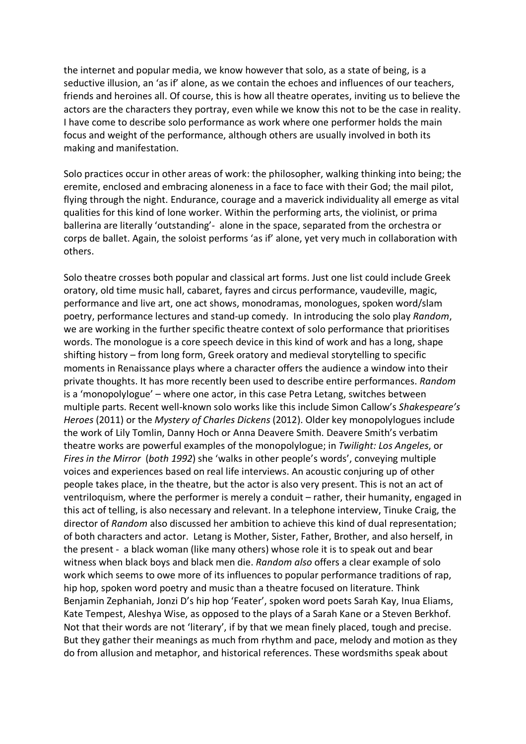the internet and popular media, we know however that solo, as a state of being, is a seductive illusion, an 'as if' alone, as we contain the echoes and influences of our teachers, friends and heroines all. Of course, this is how all theatre operates, inviting us to believe the actors are the characters they portray, even while we know this not to be the case in reality. I have come to describe solo performance as work where one performer holds the main focus and weight of the performance, although others are usually involved in both its making and manifestation.

Solo practices occur in other areas of work: the philosopher, walking thinking into being; the eremite, enclosed and embracing aloneness in a face to face with their God; the mail pilot, flying through the night. Endurance, courage and a maverick individuality all emerge as vital qualities for this kind of lone worker. Within the performing arts, the violinist, or prima ballerina are literally 'outstanding'- alone in the space, separated from the orchestra or corps de ballet. Again, the soloist performs 'as if' alone, yet very much in collaboration with others.

Solo theatre crosses both popular and classical art forms. Just one list could include Greek oratory, old time music hall, cabaret, fayres and circus performance, vaudeville, magic, performance and live art, one act shows, monodramas, monologues, spoken word/slam poetry, performance lectures and stand-up comedy. In introducing the solo play *Random*, we are working in the further specific theatre context of solo performance that prioritises words. The monologue is a core speech device in this kind of work and has a long, shape shifting history – from long form, Greek oratory and medieval storytelling to specific moments in Renaissance plays where a character offers the audience a window into their private thoughts. It has more recently been used to describe entire performances. *Random* is a 'monopolylogue' – where one actor, in this case Petra Letang, switches between multiple parts. Recent well-known solo works like this include Simon Callow's *Shakespeare's Heroes* (2011) or the *Mystery of Charles Dickens* (2012). Older key monopolylogues include the work of Lily Tomlin, Danny Hoch or Anna Deavere Smith. Deavere Smith's verbatim theatre works are powerful examples of the monopolylogue; in *Twilight: Los Angeles*, or *Fires in the Mirror* (*both 1992*) she 'walks in other people's words', conveying multiple voices and experiences based on real life interviews. An acoustic conjuring up of other people takes place, in the theatre, but the actor is also very present. This is not an act of ventriloquism, where the performer is merely a conduit – rather, their humanity, engaged in this act of telling, is also necessary and relevant. In a telephone interview, Tinuke Craig, the director of *Random* also discussed her ambition to achieve this kind of dual representation; of both characters and actor. Letang is Mother, Sister, Father, Brother, and also herself, in the present - a black woman (like many others) whose role it is to speak out and bear witness when black boys and black men die. *Random also* offers a clear example of solo work which seems to owe more of its influences to popular performance traditions of rap, hip hop, spoken word poetry and music than a theatre focused on literature. Think Benjamin Zephaniah, Jonzi D's hip hop 'Feater', spoken word poets Sarah Kay, Inua Eliams, Kate Tempest, Aleshya Wise, as opposed to the plays of a Sarah Kane or a Steven Berkhof. Not that their words are not 'literary', if by that we mean finely placed, tough and precise. But they gather their meanings as much from rhythm and pace, melody and motion as they do from allusion and metaphor, and historical references. These wordsmiths speak about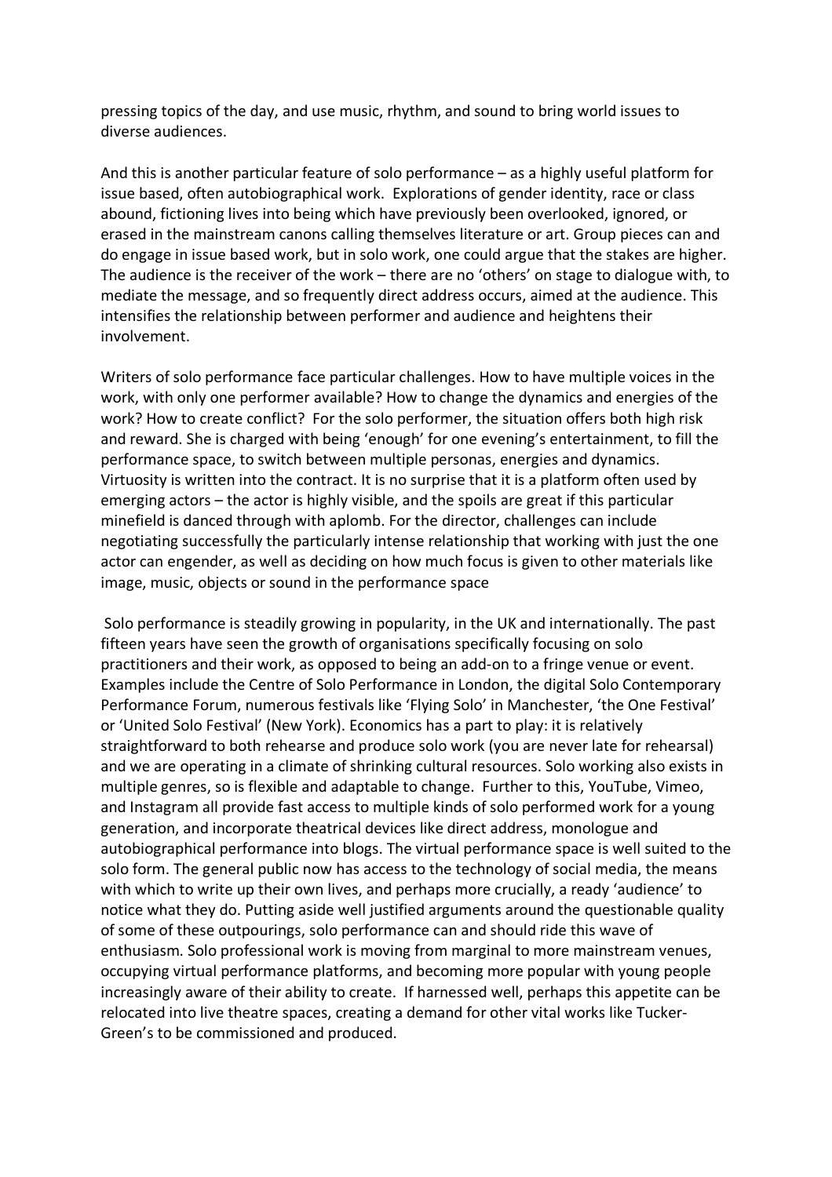pressing topics of the day, and use music, rhythm, and sound to bring world issues to diverse audiences.

And this is another particular feature of solo performance – as a highly useful platform for issue based, often autobiographical work. Explorations of gender identity, race or class abound, fictioning lives into being which have previously been overlooked, ignored, or erased in the mainstream canons calling themselves literature or art. Group pieces can and do engage in issue based work, but in solo work, one could argue that the stakes are higher. The audience is the receiver of the work – there are no 'others' on stage to dialogue with, to mediate the message, and so frequently direct address occurs, aimed at the audience. This intensifies the relationship between performer and audience and heightens their involvement.

Writers of solo performance face particular challenges. How to have multiple voices in the work, with only one performer available? How to change the dynamics and energies of the work? How to create conflict? For the solo performer, the situation offers both high risk and reward. She is charged with being 'enough' for one evening's entertainment, to fill the performance space, to switch between multiple personas, energies and dynamics. Virtuosity is written into the contract. It is no surprise that it is a platform often used by emerging actors – the actor is highly visible, and the spoils are great if this particular minefield is danced through with aplomb. For the director, challenges can include negotiating successfully the particularly intense relationship that working with just the one actor can engender, as well as deciding on how much focus is given to other materials like image, music, objects or sound in the performance space

Solo performance is steadily growing in popularity, in the UK and internationally. The past fifteen years have seen the growth of organisations specifically focusing on solo practitioners and their work, as opposed to being an add-on to a fringe venue or event. Examples include the Centre of Solo Performance in London, the digital Solo Contemporary Performance Forum, numerous festivals like 'Flying Solo' in Manchester, 'the One Festival' or 'United Solo Festival' (New York). Economics has a part to play: it is relatively straightforward to both rehearse and produce solo work (you are never late for rehearsal) and we are operating in a climate of shrinking cultural resources. Solo working also exists in multiple genres, so is flexible and adaptable to change. Further to this, YouTube, Vimeo, and Instagram all provide fast access to multiple kinds of solo performed work for a young generation, and incorporate theatrical devices like direct address, monologue and autobiographical performance into blogs. The virtual performance space is well suited to the solo form. The general public now has access to the technology of social media, the means with which to write up their own lives, and perhaps more crucially, a ready 'audience' to notice what they do. Putting aside well justified arguments around the questionable quality of some of these outpourings, solo performance can and should ride this wave of enthusiasm. Solo professional work is moving from marginal to more mainstream venues, occupying virtual performance platforms, and becoming more popular with young people increasingly aware of their ability to create. If harnessed well, perhaps this appetite can be relocated into live theatre spaces, creating a demand for other vital works like Tucker-Green's to be commissioned and produced.